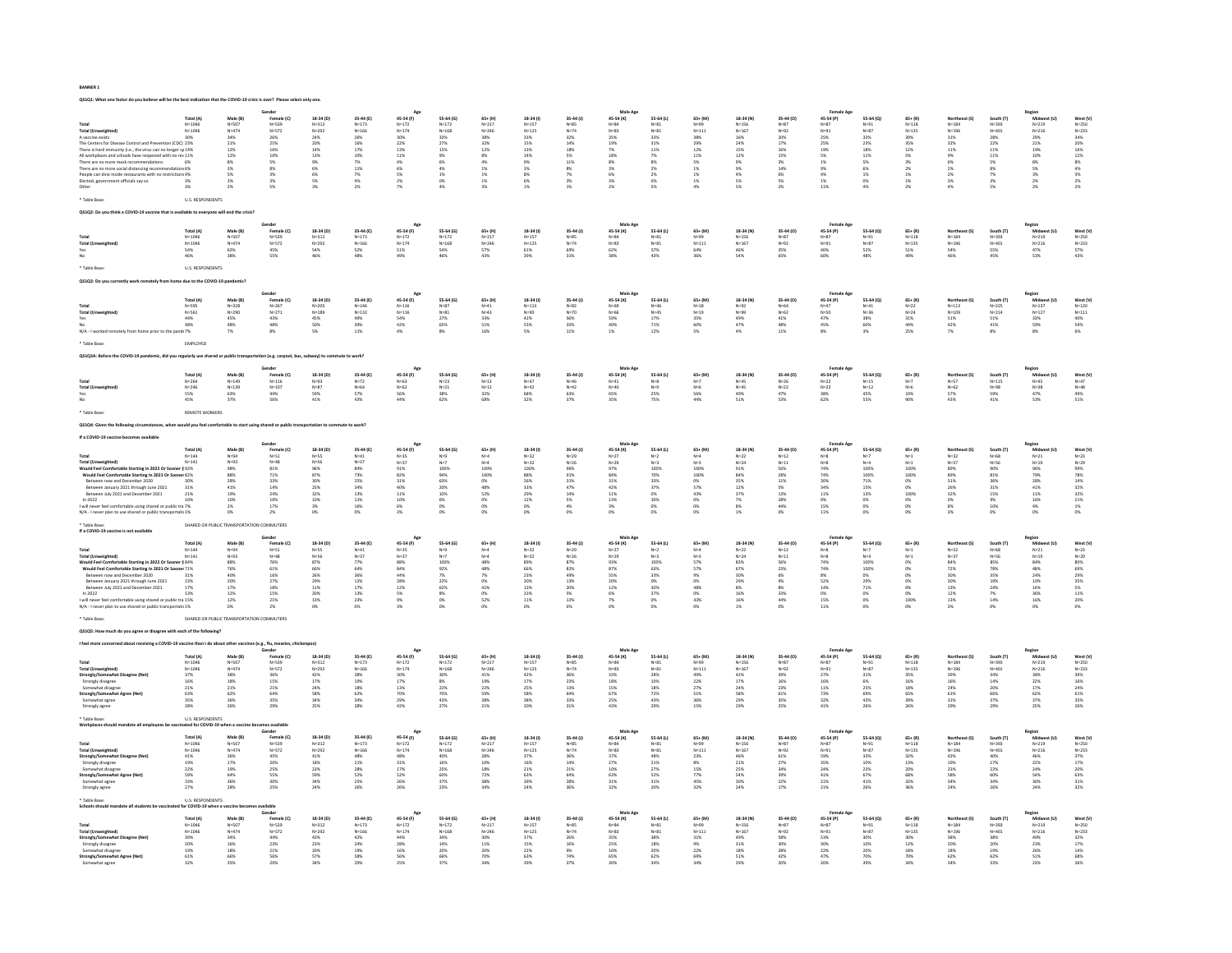**BANNER 1**

**QS1Q1: What one factor do you believe will be the best indication that the COVID-19 crisis is over? Please select only one.**

| | | Gender | | Age | | | | | Male Age | | | | | Female Age | | | | | Region | | | |
|---|---|---|---|---|---|---|---|---|---|---|---|---|---|---|---|---|---|---|---|---|---|---|
| | Total (A) | Male (B) | Female (C) | 18-34 (D) | 35-44 (E) | 45-54 (F) | 55-64 (G) | 65+ (H) | 18-34 (I) | 35-44 (J) | 45-54 (K) | 55-64 (L) | 65+ (M) | 18-34 (N) | 35-44 (O) | 45-54 (P) | 55-64 (Q) | 65+ (R) | Northeast (S) | South (T) | Midwest (U) | West (V) |
| Total | N=1046 | N=507 | N=539 | N=312 | N=173 | N=172 | N=172 | N=217 | N=157 | N=85 | N=84 | N=81 | N=99 | N=156 | N=87 | N=87 | N=91 | N=118 | N=184 | N=393 | N=219 | N=250 |
| Total (Unweighted) | N=1046 | N=474 | N=572 | N=292 | N=166 | N=174 | N=168 | N=246 | N=125 | N=74 | N=83 | N=81 | N=111 | N=167 | N=92 | N=91 | N=87 | N=135 | N=196 | N=401 | N=216 | N=233 |
| A vaccine exists | 30% | 34% | 26% | 24% | 26% | 30% | 33% | 38% | 33% | 32% | 35% | 33% | 38% | 16% | 20% | 25% | 33% | 39% | 31% | 28% | 29% | 34% |
| The Centers for Disease Control and Prevention (CDC) | 23% | 21% | 25% | 20% | 16% | 22% | 27% | 32% | 15% | 14% | 19% | 31% | 29% | 24% | 17% | 25% | 23% | 35% | 32% | 22% | 21% | 20% |
| There is herd immunity (i.e., the virus can no longer sp | 14% | 12% | 16% | 14% | 17% | 13% | 15% | 12% | 13% | 18% | 7% | 11% | 12% | 15% | 16% | 19% | 18% | 12% | 11% | 11% | 19% | 16% |
| All workplaces and schools have reopened with no res | 11% | 12% | 10% | 13% | 10% | 11% | 9% | 8% | 14% | 5% | 18% | 7% | 11% | 12% | 15% | 5% | 11% | 5% | 9% | 11% | 10% | 12% |
| There are no more mask recommendations | 6% | 8% | 5% | 9% | 7% | 4% | 6% | 4% | 9% | 11% | 8% | 8% | 5% | 9% | 3% | 1% | 5% | 3% | 6% | 5% | 8% | 8% |
| There are no more social distancing recommendations | 6% | 3% | 8% | 6% | 11% | 6% | 4% | 1% | 3% | 8% | 3% | 2% | 1% | 9% | 14% | 9% | 6% | 2% | 2% | 8% | 5% | 4% |
| People can dine inside restaurants with no restrictions | 4% | 5% | 3% | 6% | 7% | 5% | 1% | 1% | 8% | 7% | 6% | 2% | 1% | 4% | 6% | 4% | 1% | 1% | 2% | 7% | 3% | 3% |
| Elected, government officials say so | 3% | 3% | 3% | 5% | 4% | 2% | 0% | 1% | 6% | 3% | 3% | 0% | 1% | 5% | 5% | 1% | 0% | 1% | 3% | 3% | 2% | 2% |
| Other | 3% | 2% | 5% | 3% | 2% | 7% | 4% | 3% | 1% | 2% | 2% | 5% | 4% | 5% | 2% | 11% | 4% | 2% | 4% | 5% | 2% | 2% |

* Table Base: U.S. RESPONDENTS

**QS1Q2: Do you think a COVID-19 vaccine that is available to everyone will end the crisis?**

| | | Gender | | Age | | | | | Male Age | | | | | Female Age | | | | | Region | | | |
|---|---|---|---|---|---|---|---|---|---|---|---|---|---|---|---|---|---|---|---|---|---|---|
| | Total (A) | Male (B) | Female (C) | 18-34 (D) | 35-44 (E) | 45-54 (F) | 55-64 (G) | 65+ (H) | 18-34 (I) | 35-44 (J) | 45-54 (K) | 55-64 (L) | 65+ (M) | 18-34 (N) | 35-44 (O) | 45-54 (P) | 55-64 (Q) | 65+ (R) | Northeast (S) | South (T) | Midwest (U) | West (V) |
| Total | N=1046 | N=507 | N=539 | N=312 | N=173 | N=172 | N=172 | N=217 | N=157 | N=85 | N=84 | N=81 | N=99 | N=156 | N=87 | N=87 | N=91 | N=118 | N=184 | N=393 | N=219 | N=250 |
| Total (Unweighted) | N=1046 | N=474 | N=572 | N=292 | N=166 | N=174 | N=168 | N=246 | N=125 | N=74 | N=83 | N=81 | N=111 | N=167 | N=92 | N=91 | N=87 | N=135 | N=196 | N=401 | N=216 | N=233 |
| Yes | 54% | 62% | 45% | 54% | 52% | 51% | 54% | 57% | 61% | 69% | 62% | 57% | 64% | 46% | 35% | 40% | 52% | 51% | 54% | 55% | 47% | 57% |
| No | 46% | 38% | 55% | 46% | 48% | 49% | 46% | 43% | 39% | 31% | 38% | 43% | 36% | 54% | 65% | 60% | 48% | 49% | 46% | 45% | 53% | 43% |

* Table Base: U.S. RESPONDENTS

**QS1Q3: Do you currently work remotely from home due to the COVID-19 pandemic?**

| | | Gender | | Age | | | | | Male Age | | | | | Female Age | | | | | Region | | | |
|---|---|---|---|---|---|---|---|---|---|---|---|---|---|---|---|---|---|---|---|---|---|---|
| | Total (A) | Male (B) | Female (C) | 18-34 (D) | 35-44 (E) | 45-54 (F) | 55-64 (G) | 65+ (H) | 18-34 (I) | 35-44 (J) | 45-54 (K) | 55-64 (L) | 65+ (M) | 18-34 (N) | 35-44 (O) | 45-54 (P) | 55-64 (Q) | 65+ (R) | Northeast (S) | South (T) | Midwest (U) | West (V) |
| Total | N=561 | N=294 | N=267 | N=205 | N=146 | N=116 | N=87 | N=17 | N=111 | N=82 | N=68 | N=46 | N=18 | N=92 | N=64 | N=47 | N=41 | N=22 | N=113 | N=225 | N=137 | N=120 |
| Total (Unweighted) | N=561 | N=290 | N=271 | N=189 | N=132 | N=116 | N=81 | N=43 | N=90 | N=70 | N=66 | N=45 | N=19 | N=99 | N=62 | N=50 | N=36 | N=24 | N=109 | N=214 | N=127 | N=111 |
| Yes | 44% | 45% | 43% | 45% | 49% | 54% | 27% | 33% | 42% | 56% | 59% | 17% | 35% | 49% | 41% | 47% | 38% | 31% | 51% | 51% | 33% | 40% |
| No | 48% | 48% | 48% | 50% | 39% | 42% | 65% | 51% | 53% | 33% | 40% | 71% | 60% | 47% | 48% | 45% | 60% | 44% | 42% | 41% | 59% | 54% |
| N/A - I worked remotely from home prior to the pand | 7% | 7% | 8% | 5% | 11% | 4% | 8% | 16% | 5% | 11% | 1% | 12% | 5% | 4% | 11% | 8% | 3% | 25% | 7% | 8% | 8% | 6% |

* Table Base: EMPLOYED

**QS1Q3A: Before the COVID-19 pandemic, did you regularly use shared or public transportation (e.g. carpool, bus, subway) to commute to work?**

| | | Gender | | Age | | | | | Male Age | | | | | Female Age | | | | | Region | | | |
|---|---|---|---|---|---|---|---|---|---|---|---|---|---|---|---|---|---|---|---|---|---|---|
| | Total (A) | Male (B) | Female (C) | 18-34 (D) | 35-44 (E) | 45-54 (F) | 55-64 (G) | 65+ (H) | 18-34 (I) | 35-44 (J) | 45-54 (K) | 55-64 (L) | 65+ (M) | 18-34 (N) | 35-44 (O) | 45-54 (P) | 55-64 (Q) | 65+ (R) | Northeast (S) | South (T) | Midwest (U) | West (V) |
| Total | N=264 | N=149 | N=116 | N=93 | N=72 | N=63 | N=23 | N=13 | N=47 | N=46 | N=41 | N=8 | N=7 | N=45 | N=26 | N=22 | N=15 | N=7 | N=57 | N=115 | N=45 | N=47 |
| Total (Unweighted) | N=246 | N=139 | N=107 | N=87 | N=64 | N=62 | N=21 | N=12 | N=42 | N=42 | N=40 | N=9 | N=6 | N=45 | N=22 | N=22 | N=12 | N=6 | N=62 | N=98 | N=38 | N=48 |
| Yes | 55% | 63% | 44% | 59% | 57% | 56% | 38% | 32% | 68% | 63% | 65% | 25% | 56% | 49% | 47% | 38% | 45% | 10% | 57% | 59% | 47% | 49% |
| No | 45% | 37% | 56% | 41% | 43% | 44% | 62% | 68% | 32% | 37% | 35% | 75% | 44% | 51% | 53% | 62% | 55% | 90% | 43% | 41% | 53% | 51% |

* Table Base: REMOTE WORKERS

**QS1Q4: Given the following circumstances, when would you feel comfortable to start using shared or public transportation to commute to work?**

**If a COVID-19 vaccine becomes available**

| | | Gender | | Age | | | | | Male Age | | | | | Female Age | | | | | Region | | | |
|---|---|---|---|---|---|---|---|---|---|---|---|---|---|---|---|---|---|---|---|---|---|---|
| | Total (A) | Male (B) | Female (C) | 18-34 (D) | 35-44 (E) | 45-54 (F) | 55-64 (G) | 65+ (H) | 18-34 (I) | 35-44 (J) | 45-54 (K) | 55-64 (L) | 65+ (M) | 18-34 (N) | 35-44 (O) | 45-54 (P) | 55-64 (Q) | 65+ (R) | Northeast (S) | South (T) | Midwest (U) | West (V) |
| Total | N=144 | N=94 | N=51 | N=55 | N=41 | N=31 | N=9 | N=4 | N=32 | N=29 | N=27 | N=2 | N=4 | N=22 | N=12 | N=8 | N=7 | N=1 | N=32 | N=68 | N=21 | N=23 |
| Total (Unweighted) | N=141 | N=93 | N=48 | N=56 | N=37 | N=37 | N=7 | N=4 | N=32 | N=26 | N=28 | N=3 | N=3 | N=24 | N=11 | N=8 | N=4 | N=1 | N=37 | N=56 | N=19 | N=29 |
| **Would Feel Comfortable Starting in 2022 Or Sooner (Net)** | 92% | 98% | 81% | 96% | 84% | 91% | 100% | 100% | 100% | 96% | 97% | 100% | 100% | 91% | 56% | 74% | 100% | 100% | 89% | 90% | 96% | 99% |
| **Would Feel Comfortable Starting in 2021 Or Sooner (Net)** | 82% | 88% | 71% | 87% | 73% | 82% | 94% | 100% | 88% | 91% | 84% | 70% | 100% | 84% | 28% | 74% | 100% | 100% | 89% | 81% | 79% | 78% |
| Between now and December 2020 | 30% | 28% | 33% | 30% | 25% | 31% | 63% | 0% | 26% | 31% | 31% | 33% | 0% | 35% | 11% | 30% | 71% | 0% | 31% | 36% | 28% | 14% |
| Between January 2021 through June 2021 | 31% | 41% | 14% | 25% | 34% | 40% | 20% | 48% | 33% | 47% | 42% | 37% | 57% | 12% | 5% | 34% | 15% | 0% | 26% | 31% | 41% | 32% |
| Between July 2021 and December 2021 | 21% | 19% | 24% | 32% | 13% | 11% | 10% | 52% | 29% | 14% | 11% | 0% | 43% | 37% | 13% | 11% | 13% | 100% | 32% | 15% | 11% | 32% |
| In 2022 | 10% | 10% | 10% | 10% | 11% | 10% | 6% | 0% | 12% | 5% | 13% | 30% | 0% | 7% | 28% | 0% | 0% | 0% | 0% | 9% | 16% | 21% |
| I will never feel comfortable using shared or public tra | 7% | 2% | 17% | 3% | 16% | 6% | 0% | 0% | 0% | 4% | 3% | 0% | 0% | 8% | 44% | 15% | 0% | 0% | 8% | 10% | 4% | 1% |
| N/A - I never plan to use shared or public transportati | 1% | 0% | 2% | 0% | 0% | 3% | 0% | 0% | 0% | 0% | 0% | 0% | 0% | 1% | 0% | 11% | 0% | 0% | 3% | 0% | 0% | 0% |

* Table Base: SHARED OR PUBLIC TRANSPORTATION COMMUTERS

**If a COVID-19 vaccine is not available**

| | | Gender | | Age | | | | | Male Age | | | | | Female Age | | | | | Region | | | |
|---|---|---|---|---|---|---|---|---|---|---|---|---|---|---|---|---|---|---|---|---|---|---|
| | Total (A) | Male (B) | Female (C) | 18-34 (D) | 35-44 (E) | 45-54 (F) | 55-64 (G) | 65+ (H) | 18-34 (I) | 35-44 (J) | 45-54 (K) | 55-64 (L) | 65+ (M) | 18-34 (N) | 35-44 (O) | 45-54 (P) | 55-64 (Q) | 65+ (R) | Northeast (S) | South (T) | Midwest (U) | West (V) |
| Total | N=144 | N=94 | N=51 | N=55 | N=41 | N=31 | N=9 | N=4 | N=32 | N=29 | N=27 | N=2 | N=4 | N=22 | N=12 | N=8 | N=7 | N=1 | N=32 | N=68 | N=21 | N=23 |
| Total (Unweighted) | N=141 | N=93 | N=48 | N=56 | N=37 | N=37 | N=7 | N=4 | N=32 | N=26 | N=28 | N=3 | N=3 | N=24 | N=11 | N=8 | N=4 | N=1 | N=37 | N=56 | N=19 | N=29 |
| **Would Feel Comfortable Starting in 2022 Or Sooner (Net)** | 84% | 88% | 76% | 87% | 77% | 88% | 100% | 48% | 89% | 87% | 90% | 100% | 57% | 83% | 56% | 74% | 100% | 0% | 84% | 85% | 84% | 80% |
| **Would Feel Comfortable Starting in 2021 Or Sooner (Net)** | 71% | 76% | 61% | 66% | 64% | 84% | 92% | 48% | 66% | 82% | 87% | 63% | 57% | 67% | 23% | 74% | 100% | 0% | 72% | 78% | 48% | 69% |
| Between now and December 2020 | 31% | 40% | 16% | 26% | 36% | 44% | 7% | 7% | 23% | 49% | 55% | 33% | 9% | 30% | 6% | 8% | 0% | 0% | 30% | 35% | 24% | 29% |
| Between January 2021 through June 2021 | 23% | 20% | 27% | 29% | 12% | 28% | 22% | 0% | 30% | 13% | 20% | 0% | 0% | 29% | 9% | 52% | 29% | 0% | 30% | 19% | 10% | 35% |
| Between July 2021 and December 2021 | 17% | 17% | 18% | 11% | 17% | 12% | 62% | 41% | 13% | 20% | 12% | 30% | 48% | 8% | 8% | 14% | 71% | 0% | 13% | 24% | 14% | 5% |
| In 2022 | 13% | 12% | 15% | 20% | 13% | 5% | 8% | 0% | 23% | 5% | 6% | 37% | 0% | 16% | 33% | 0% | 0% | 0% | 12% | 7% | 36% | 11% |
| I will never feel comfortable using shared or public tra | 15% | 12% | 21% | 13% | 23% | 9% | 0% | 52% | 11% | 13% | 7% | 0% | 43% | 16% | 44% | 15% | 0% | 100% | 13% | 14% | 16% | 20% |
| N/A - I never plan to use shared or public transportati | 1% | 0% | 2% | 0% | 0% | 3% | 0% | 0% | 0% | 0% | 0% | 0% | 0% | 1% | 0% | 11% | 0% | 0% | 3% | 0% | 0% | 0% |

* Table Base: SHARED OR PUBLIC TRANSPORTATION COMMUTERS

**QS1Q5: How much do you agree or disagree with each of the following?**

**I feel more concerned about receiving a COVID-19 vaccine than I do about other vaccines (e.g., flu, measles, chickenpox)**

| | | Gender | | Age | | | | | Male Age | | | | | Female Age | | | | | Region | | | |
|---|---|---|---|---|---|---|---|---|---|---|---|---|---|---|---|---|---|---|---|---|---|---|
| | Total (A) | Male (B) | Female (C) | 18-34 (D) | 35-44 (E) | 45-54 (F) | 55-64 (G) | 65+ (H) | 18-34 (I) | 35-44 (J) | 45-54 (K) | 55-64 (L) | 65+ (M) | 18-34 (N) | 35-44 (O) | 45-54 (P) | 55-64 (Q) | 65+ (R) | Northeast (S) | South (T) | Midwest (U) | West (V) |
| Total | N=1046 | N=507 | N=539 | N=312 | N=173 | N=172 | N=172 | N=217 | N=157 | N=85 | N=84 | N=81 | N=99 | N=156 | N=87 | N=87 | N=91 | N=118 | N=184 | N=393 | N=219 | N=250 |
| Total (Unweighted) | N=1046 | N=474 | N=572 | N=292 | N=166 | N=174 | N=168 | N=246 | N=125 | N=74 | N=83 | N=81 | N=111 | N=167 | N=92 | N=91 | N=87 | N=135 | N=196 | N=401 | N=216 | N=233 |
| **Strongly/Somewhat Disagree (Net)** | 37% | 38% | 36% | 42% | 38% | 30% | 41% | 42% | 36% | 26% | 33% | 28% | 49% | 42% | 39% | 27% | 31% | 35% | 39% | 34% | 38% | 39% |
| Strongly disagree | 16% | 18% | 15% | 17% | 19% | 17% | 8% | 19% | 17% | 23% | 18% | 10% | 22% | 17% | 16% | 16% | 6% | 16% | 16% | 14% | 22% | 16% |
| Somewhat disagree | 21% | 21% | 21% | 24% | 18% | 13% | 22% | 22% | 25% | 13% | 15% | 18% | 27% | 24% | 23% | 11% | 25% | 18% | 24% | 20% | 17% | 24% |
| **Strongly/Somewhat Agree (Net)** | 63% | 62% | 64% | 58% | 62% | 70% | 59% | 59% | 58% | 64% | 67% | 72% | 51% | 58% | 61% | 73% | 69% | 65% | 61% | 66% | 62% | 61% |
| Somewhat agree | 35% | 36% | 35% | 34% | 34% | 29% | 43% | 38% | 38% | 33% | 25% | 43% | 36% | 29% | 35% | 32% | 43% | 39% | 31% | 37% | 37% | 35% |
| Strongly agree | 28% | 26% | 29% | 25% | 28% | 42% | 27% | 21% | 20% | 31% | 43% | 29% | 15% | 29% | 25% | 41% | 26% | 26% | 29% | 29% | 25% | 26% |

* Table Base: U.S. RESPONDENTS

**Workplaces should mandate all employees be vaccinated for COVID-19 when a vaccine becomes available**

| | | Gender | | Age | | | | | Male Age | | | | | Female Age | | | | | Region | | | |
|---|---|---|---|---|---|---|---|---|---|---|---|---|---|---|---|---|---|---|---|---|---|---|
| | Total (A) | Male (B) | Female (C) | 18-34 (D) | 35-44 (E) | 45-54 (F) | 55-64 (G) | 65+ (H) | 18-34 (I) | 35-44 (J) | 45-54 (K) | 55-64 (L) | 65+ (M) | 18-34 (N) | 35-44 (O) | 45-54 (P) | 55-64 (Q) | 65+ (R) | Northeast (S) | South (T) | Midwest (U) | West (V) |
| Total | N=1046 | N=507 | N=539 | N=312 | N=173 | N=172 | N=172 | N=217 | N=157 | N=85 | N=84 | N=81 | N=99 | N=156 | N=87 | N=87 | N=91 | N=118 | N=184 | N=393 | N=219 | N=250 |
| Total (Unweighted) | N=1046 | N=474 | N=572 | N=292 | N=166 | N=174 | N=168 | N=246 | N=125 | N=74 | N=83 | N=81 | N=111 | N=167 | N=92 | N=91 | N=87 | N=135 | N=196 | N=401 | N=216 | N=233 |
| **Strongly/Somewhat Disagree (Net)** | 41% | 36% | 45% | 41% | 48% | 48% | 40% | 28% | 37% | 36% | 37% | 48% | 23% | 46% | 61% | 59% | 33% | 32% | 42% | 40% | 46% | 37% |
| Strongly disagree | 19% | 17% | 20% | 18% | 21% | 31% | 16% | 10% | 16% | 14% | 27% | 21% | 8% | 21% | 27% | 35% | 10% | 13% | 19% | 17% | 22% | 17% |
| Somewhat disagree | 22% | 19% | 25% | 23% | 28% | 17% | 25% | 18% | 21% | 21% | 10% | 27% | 15% | 25% | 34% | 24% | 23% | 20% | 23% | 22% | 24% | 20% |
| **Strongly/Somewhat Agree (Net)** | 59% | 64% | 55% | 59% | 52% | 52% | 60% | 72% | 63% | 64% | 63% | 52% | 77% | 54% | 39% | 41% | 67% | 68% | 58% | 60% | 54% | 63% |
| Somewhat agree | 33% | 36% | 30% | 34% | 25% | 26% | 37% | 38% | 39% | 28% | 31% | 31% | 45% | 30% | 22% | 21% | 41% | 32% | 34% | 34% | 30% | 31% |
| Strongly agree | 27% | 28% | 25% | 24% | 26% | 26% | 23% | 34% | 24% | 36% | 32% | 20% | 32% | 24% | 17% | 21% | 26% | 36% | 24% | 26% | 24% | 32% |

* Table Base: U.S. RESPONDENTS

**Schools should mandate all students be vaccinated for COVID-19 when a vaccine becomes available**

| | | Gender | | Age | | | | | Male Age | | | | | Female Age | | | | | Region | | | |
|---|---|---|---|---|---|---|---|---|---|---|---|---|---|---|---|---|---|---|---|---|---|---|
| | Total (A) | Male (B) | Female (C) | 18-34 (D) | 35-44 (E) | 45-54 (F) | 55-64 (G) | 65+ (H) | 18-34 (I) | 35-44 (J) | 45-54 (K) | 55-64 (L) | 65+ (M) | 18-34 (N) | 35-44 (O) | 45-54 (P) | 55-64 (Q) | 65+ (R) | Northeast (S) | South (T) | Midwest (U) | West (V) |
| Total | N=1046 | N=507 | N=539 | N=312 | N=173 | N=172 | N=172 | N=217 | N=157 | N=85 | N=84 | N=81 | N=99 | N=156 | N=87 | N=87 | N=91 | N=118 | N=184 | N=393 | N=219 | N=250 |
| Total (Unweighted) | N=1046 | N=474 | N=572 | N=292 | N=166 | N=174 | N=168 | N=246 | N=125 | N=74 | N=83 | N=81 | N=111 | N=167 | N=92 | N=91 | N=87 | N=135 | N=196 | N=401 | N=216 | N=233 |
| **Strongly/Somewhat Disagree (Net)** | 39% | 34% | 44% | 43% | 42% | 44% | 34% | 30% | 37% | 26% | 35% | 38% | 31% | 49% | 58% | 53% | 30% | 30% | 38% | 38% | 49% | 32% |
| Strongly disagree | 20% | 16% | 23% | 23% | 24% | 28% | 14% | 11% | 15% | 16% | 25% | 18% | 9% | 31% | 30% | 30% | 10% | 12% | 20% | 20% | 23% | 17% |
| Somewhat disagree | 19% | 18% | 21% | 20% | 19% | 16% | 20% | 19% | 22% | 9% | 10% | 20% | 22% | 18% | 28% | 23% | 20% | 18% | 18% | 19% | 26% | 14% |
| **Strongly/Somewhat Agree (Net)** | 61% | 66% | 56% | 57% | 58% | 56% | 66% | 70% | 63% | 74% | 65% | 62% | 69% | 51% | 42% | 47% | 70% | 70% | 62% | 62% | 51% | 68% |
| Somewhat agree | 32% | 35% | 29% | 34% | 29% | 25% | 37% | 34% | 39% | 37% | 30% | 34% | 34% | 29% | 20% | 20% | 39% | 34% | 34% | 33% | 23% | 36% |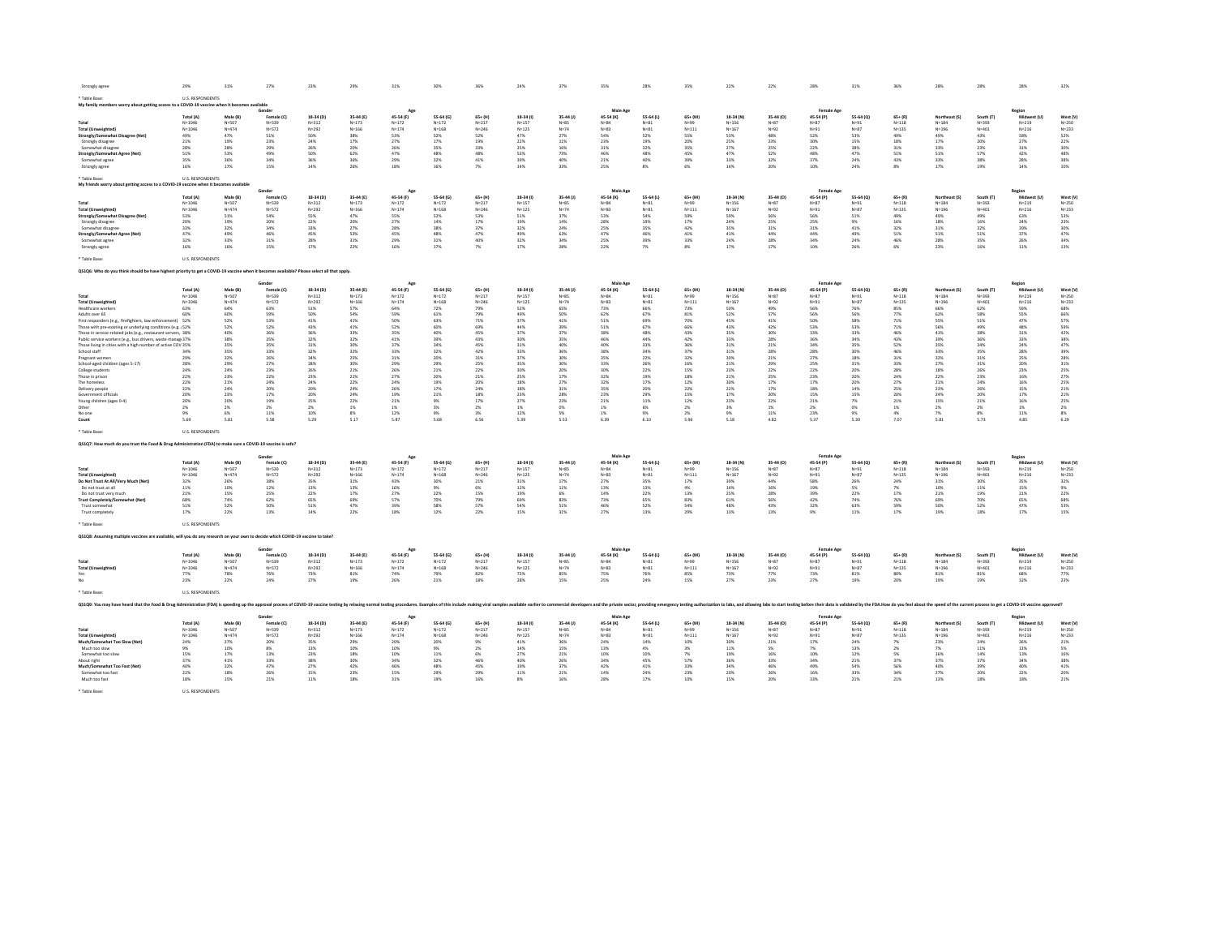| Strongly agree | 29% | 31% | 27% | 23% | 29% | 31% | 30% | 36% | 24% | 37% | 35% | 28% | 35% | 22% | 22% | 28% | 31% | 36% | 28% | 28% | 28% | 32% |
|---|---|---|---|---|---|---|---|---|---|---|---|---|---|---|---|---|---|---|---|---|---|---|

* Table Base: U.S. RESPONDENTS

**My family members worry about getting access to a COVID-19 vaccine when it becomes available**

| | | Gender | | Age | | | | | Male Age | | | | | Female Age | | | | | Region | | | |
|---|---|---|---|---|---|---|---|---|---|---|---|---|---|---|---|---|---|---|---|---|---|---|
| | Total (A) | Male (B) | Female (C) | 18-34 (D) | 35-44 (E) | 45-54 (F) | 55-64 (G) | 65+ (H) | 18-34 (I) | 35-44 (J) | 45-54 (K) | 55-64 (L) | 65+ (M) | 18-34 (N) | 35-44 (O) | 45-54 (P) | 55-64 (Q) | 65+ (R) | Northeast (S) | South (T) | Midwest (U) | West (V) |
| **Total** | N=1046 | N=507 | N=539 | N=312 | N=173 | N=172 | N=172 | N=217 | N=157 | N=85 | N=84 | N=81 | N=99 | N=156 | N=87 | N=87 | N=91 | N=118 | N=184 | N=393 | N=219 | N=250 |
| **Total (Unweighted)** | N=1046 | N=474 | N=572 | N=292 | N=166 | N=174 | N=168 | N=246 | N=125 | N=74 | N=83 | N=81 | N=111 | N=167 | N=92 | N=91 | N=87 | N=135 | N=196 | N=401 | N=216 | N=233 |
| **Strongly/Somewhat Disagree (Net)** | 49% | 47% | 51% | 50% | 38% | 53% | 52% | 52% | 47% | 27% | 54% | 52% | 55% | 53% | 48% | 52% | 53% | 49% | 49% | 43% | 58% | 52% |
| Strongly disagree | 21% | 19% | 23% | 24% | 17% | 27% | 17% | 19% | 22% | 11% | 23% | 19% | 20% | 25% | 23% | 30% | 15% | 18% | 17% | 20% | 27% | 22% |
| Somewhat disagree | 28% | 28% | 29% | 26% | 20% | 26% | 35% | 33% | 25% | 16% | 31% | 32% | 35% | 27% | 25% | 22% | 38% | 31% | 33% | 23% | 31% | 30% |
| **Strongly/Somewhat Agree (Net)** | 51% | 53% | 49% | 50% | 62% | 47% | 48% | 48% | 53% | 73% | 46% | 48% | 45% | 47% | 52% | 48% | 47% | 51% | 51% | 57% | 42% | 48% |
| Somewhat agree | 35% | 36% | 34% | 36% | 36% | 29% | 32% | 41% | 39% | 40% | 21% | 40% | 39% | 33% | 32% | 37% | 24% | 43% | 33% | 38% | 28% | 38% |
| Strongly agree | 16% | 17% | 15% | 14% | 26% | 18% | 16% | 7% | 14% | 33% | 25% | 8% | 6% | 14% | 20% | 10% | 24% | 8% | 17% | 19% | 14% | 10% |

* Table Base: U.S. RESPONDENTS

**My friends worry about getting access to a COVID-19 vaccine when it becomes available**

| | | Gender | | Age | | | | | Male Age | | | | | Female Age | | | | | Region | | | |
|---|---|---|---|---|---|---|---|---|---|---|---|---|---|---|---|---|---|---|---|---|---|---|
| | Total (A) | Male (B) | Female (C) | 18-34 (D) | 35-44 (E) | 45-54 (F) | 55-64 (G) | 65+ (H) | 18-34 (I) | 35-44 (J) | 45-54 (K) | 55-64 (L) | 65+ (M) | 18-34 (N) | 35-44 (O) | 45-54 (P) | 55-64 (Q) | 65+ (R) | Northeast (S) | South (T) | Midwest (U) | West (V) |
| **Total** | N=1046 | N=507 | N=539 | N=312 | N=173 | N=172 | N=172 | N=217 | N=157 | N=85 | N=84 | N=81 | N=99 | N=156 | N=87 | N=87 | N=91 | N=118 | N=184 | N=393 | N=219 | N=250 |
| **Total (Unweighted)** | N=1046 | N=474 | N=572 | N=292 | N=166 | N=174 | N=168 | N=246 | N=125 | N=74 | N=83 | N=81 | N=111 | N=167 | N=92 | N=91 | N=87 | N=135 | N=196 | N=401 | N=216 | N=233 |
| **Strongly/Somewhat Disagree (Net)** | 53% | 51% | 54% | 55% | 47% | 55% | 52% | 53% | 51% | 37% | 53% | 54% | 59% | 59% | 56% | 56% | 51% | 49% | 49% | 49% | 63% | 53% |
| Strongly disagree | 20% | 19% | 20% | 22% | 20% | 27% | 14% | 17% | 19% | 14% | 28% | 19% | 17% | 24% | 25% | 25% | 9% | 16% | 18% | 16% | 24% | 23% |
| Somewhat disagree | 33% | 32% | 34% | 33% | 27% | 28% | 38% | 37% | 32% | 24% | 25% | 35% | 42% | 35% | 31% | 31% | 41% | 32% | 31% | 32% | 39% | 30% |
| **Strongly/Somewhat Agree (Net)** | 47% | 49% | 46% | 45% | 53% | 45% | 48% | 47% | 49% | 63% | 47% | 46% | 41% | 41% | 44% | 44% | 49% | 51% | 51% | 51% | 37% | 47% |
| Somewhat agree | 32% | 33% | 31% | 28% | 31% | 29% | 31% | 40% | 32% | 34% | 25% | 39% | 33% | 24% | 28% | 34% | 24% | 46% | 28% | 35% | 26% | 34% |
| Strongly agree | 16% | 16% | 15% | 17% | 22% | 16% | 17% | 7% | 17% | 28% | 22% | 7% | 8% | 17% | 17% | 10% | 26% | 6% | 23% | 16% | 11% | 13% |

* Table Base: U.S. RESPONDENTS

**QS1Q6: Who do you think should be have highest priority to get a COVID-19 vaccine when it becomes available? Please select all that apply.**

| | | Gender | | Age | | | | | Male Age | | | | | Female Age | | | | | Region | | | |
|---|---|---|---|---|---|---|---|---|---|---|---|---|---|---|---|---|---|---|---|---|---|---|
| | Total (A) | Male (B) | Female (C) | 18-34 (D) | 35-44 (E) | 45-54 (F) | 55-64 (G) | 65+ (H) | 18-34 (I) | 35-44 (J) | 45-54 (K) | 55-64 (L) | 65+ (M) | 18-34 (N) | 35-44 (O) | 45-54 (P) | 55-64 (Q) | 65+ (R) | Northeast (S) | South (T) | Midwest (U) | West (V) |
| **Total** | N=1046 | N=507 | N=539 | N=312 | N=173 | N=172 | N=172 | N=217 | N=157 | N=85 | N=84 | N=81 | N=99 | N=156 | N=87 | N=87 | N=91 | N=118 | N=184 | N=393 | N=219 | N=250 |
| **Total (Unweighted)** | N=1046 | N=474 | N=572 | N=292 | N=166 | N=174 | N=168 | N=246 | N=125 | N=74 | N=83 | N=81 | N=111 | N=167 | N=92 | N=91 | N=87 | N=135 | N=196 | N=401 | N=216 | N=233 |
| Healthcare workers | 63% | 64% | 63% | 51% | 57% | 64% | 72% | 79% | 52% | 65% | 73% | 66% | 73% | 50% | 49% | 56% | 76% | 85% | 66% | 62% | 59% | 68% |
| Adults over 65 | 60% | 60% | 59% | 50% | 54% | 59% | 61% | 79% | 49% | 50% | 62% | 67% | 81% | 52% | 57% | 56% | 56% | 77% | 62% | 58% | 55% | 66% |
| First responders (e.g., firefighters, law enforcement) | 52% | 52% | 53% | 41% | 41% | 50% | 63% | 71% | 37% | 41% | 51% | 69% | 70% | 45% | 41% | 50% | 58% | 71% | 55% | 51% | 47% | 57% |
| Those with pre-existing or underlying conditions (e.g. | 52% | 52% | 52% | 43% | 41% | 52% | 60% | 69% | 44% | 39% | 51% | 67% | 66% | 43% | 42% | 53% | 53% | 71% | 56% | 49% | 48% | 59% |
| Those in service-related jobs (e.g., restaurant servers, | 38% | 40% | 36% | 36% | 33% | 35% | 40% | 45% | 37% | 37% | 38% | 48% | 43% | 35% | 30% | 33% | 33% | 46% | 43% | 38% | 31% | 42% |
| Public service workers (e.g., bus drivers, waste manag | 37% | 38% | 35% | 32% | 32% | 41% | 39% | 43% | 30% | 35% | 46% | 44% | 42% | 33% | 28% | 36% | 34% | 43% | 39% | 36% | 34% | 38% |
| Those living in cities with a high number of active COV | 35% | 35% | 35% | 31% | 30% | 37% | 34% | 45% | 31% | 40% | 40% | 33% | 36% | 31% | 21% | 34% | 35% | 52% | 35% | 34% | 24% | 47% |
| School staff | 34% | 35% | 33% | 32% | 32% | 33% | 32% | 42% | 33% | 36% | 38% | 34% | 37% | 31% | 28% | 28% | 30% | 46% | 33% | 35% | 28% | 39% |
| Pregnant women | 29% | 32% | 26% | 34% | 25% | 31% | 20% | 31% | 37% | 30% | 35% | 22% | 32% | 30% | 21% | 27% | 18% | 31% | 32% | 31% | 25% | 28% |
| School-aged children (ages 5-17) | 28% | 29% | 27% | 28% | 30% | 29% | 29% | 25% | 35% | 30% | 33% | 26% | 16% | 21% | 29% | 25% | 31% | 33% | 27% | 31% | 20% | 31% |
| College students | 24% | 24% | 23% | 26% | 21% | 26% | 21% | 22% | 30% | 20% | 30% | 22% | 15% | 23% | 22% | 22% | 20% | 28% | 18% | 26% | 23% | 25% |
| Those in prison | 22% | 23% | 22% | 23% | 21% | 27% | 20% | 21% | 25% | 17% | 32% | 19% | 18% | 21% | 25% | 23% | 20% | 24% | 22% | 23% | 16% | 27% |
| The homeless | 22% | 21% | 24% | 24% | 22% | 24% | 19% | 20% | 18% | 27% | 32% | 17% | 12% | 30% | 17% | 17% | 20% | 27% | 21% | 24% | 16% | 25% |
| Delivery people | 22% | 24% | 20% | 20% | 24% | 26% | 17% | 24% | 18% | 31% | 35% | 20% | 22% | 22% | 17% | 18% | 14% | 25% | 23% | 26% | 15% | 21% |
| Government officials | 20% | 23% | 17% | 20% | 24% | 19% | 21% | 18% | 23% | 28% | 23% | 29% | 15% | 17% | 20% | 15% | 15% | 20% | 24% | 20% | 17% | 21% |
| Young children (ages 0-4) | 20% | 20% | 19% | 25% | 22% | 21% | 9% | 17% | 27% | 23% | 21% | 11% | 12% | 23% | 22% | 21% | 7% | 21% | 15% | 21% | 16% | 25% |
| Other | 2% | 2% | 2% | 2% | 1% | 1% | 3% | 2% | 1% | 0% | 1% | 6% | 2% | 3% | 1% | 2% | 0% | 1% | 2% | 2% | 1% | 2% |
| No one | 9% | 6% | 11% | 10% | 8% | 12% | 9% | 3% | 12% | 5% | 1% | 9% | 2% | 9% | 11% | 23% | 9% | 4% | 7% | 8% | 11% | 8% |
| **Count** | 5.69 | 5.81 | 5.58 | 5.29 | 5.17 | 5.87 | 5.68 | 6.56 | 5.39 | 5.53 | 6.39 | 6.10 | 5.96 | 5.18 | 4.82 | 5.37 | 5.30 | 7.07 | 5.81 | 5.73 | 4.85 | 6.29 |

* Table Base: U.S. RESPONDENTS

**QS1Q7: How much do you trust the Food & Drug Administration (FDA) to make sure a COVID-19 vaccine is safe?**

| | | Gender | | Age | | | | | Male Age | | | | | Female Age | | | | | Region | | | |
|---|---|---|---|---|---|---|---|---|---|---|---|---|---|---|---|---|---|---|---|---|---|---|
| | Total (A) | Male (B) | Female (C) | 18-34 (D) | 35-44 (E) | 45-54 (F) | 55-64 (G) | 65+ (H) | 18-34 (I) | 35-44 (J) | 45-54 (K) | 55-64 (L) | 65+ (M) | 18-34 (N) | 35-44 (O) | 45-54 (P) | 55-64 (Q) | 65+ (R) | Northeast (S) | South (T) | Midwest (U) | West (V) |
| **Total** | N=1046 | N=507 | N=539 | N=312 | N=173 | N=172 | N=172 | N=217 | N=157 | N=85 | N=84 | N=81 | N=99 | N=156 | N=87 | N=87 | N=91 | N=118 | N=184 | N=393 | N=219 | N=250 |
| **Total (Unweighted)** | N=1046 | N=474 | N=572 | N=292 | N=166 | N=174 | N=168 | N=246 | N=125 | N=74 | N=83 | N=81 | N=111 | N=167 | N=92 | N=91 | N=87 | N=135 | N=196 | N=401 | N=216 | N=233 |
| **Do Not Trust At All/Very Much (Net)** | 32% | 26% | 38% | 35% | 31% | 43% | 30% | 21% | 31% | 17% | 27% | 35% | 17% | 39% | 44% | 58% | 26% | 24% | 31% | 30% | 35% | 32% |
| Do not trust at all | 11% | 10% | 12% | 13% | 13% | 16% | 9% | 6% | 12% | 11% | 13% | 13% | 4% | 14% | 16% | 19% | 5% | 7% | 10% | 11% | 15% | 9% |
| Do not trust very much | 21% | 15% | 25% | 22% | 17% | 27% | 22% | 15% | 19% | 6% | 14% | 22% | 13% | 25% | 28% | 39% | 22% | 17% | 21% | 19% | 21% | 22% |
| **Trust Completely/Somewhat (Net)** | 68% | 74% | 62% | 65% | 69% | 57% | 70% | 79% | 69% | 83% | 73% | 65% | 83% | 61% | 56% | 42% | 74% | 76% | 69% | 70% | 65% | 68% |
| Trust somewhat | 51% | 52% | 50% | 51% | 47% | 39% | 58% | 57% | 54% | 51% | 46% | 52% | 54% | 48% | 43% | 32% | 63% | 59% | 50% | 52% | 47% | 53% |
| Trust completely | 17% | 22% | 13% | 14% | 22% | 18% | 12% | 22% | 15% | 31% | 27% | 13% | 29% | 13% | 13% | 9% | 11% | 17% | 19% | 18% | 17% | 15% |

* Table Base: U.S. RESPONDENTS

**QS1Q8: Assuming multiple vaccines are available, will you do any research on your own to decide which COVID-19 vaccine to take?**

| | | Gender | | Age | | | | | Male Age | | | | | Female Age | | | | | Region | | | |
|---|---|---|---|---|---|---|---|---|---|---|---|---|---|---|---|---|---|---|---|---|---|---|
| | Total (A) | Male (B) | Female (C) | 18-34 (D) | 35-44 (E) | 45-54 (F) | 55-64 (G) | 65+ (H) | 18-34 (I) | 35-44 (J) | 45-54 (K) | 55-64 (L) | 65+ (M) | 18-34 (N) | 35-44 (O) | 45-54 (P) | 55-64 (Q) | 65+ (R) | Northeast (S) | South (T) | Midwest (U) | West (V) |
| **Total** | N=1046 | N=507 | N=539 | N=312 | N=173 | N=172 | N=172 | N=217 | N=157 | N=85 | N=84 | N=81 | N=99 | N=156 | N=87 | N=87 | N=91 | N=118 | N=184 | N=393 | N=219 | N=250 |
| **Total (Unweighted)** | N=1046 | N=474 | N=572 | N=292 | N=166 | N=174 | N=168 | N=246 | N=125 | N=74 | N=83 | N=81 | N=111 | N=167 | N=92 | N=91 | N=87 | N=135 | N=196 | N=401 | N=216 | N=233 |
| Yes | 77% | 78% | 76% | 73% | 81% | 74% | 79% | 82% | 72% | 85% | 75% | 76% | 85% | 73% | 77% | 73% | 81% | 80% | 81% | 81% | 68% | 77% |
| No | 23% | 22% | 24% | 27% | 19% | 26% | 21% | 18% | 28% | 15% | 25% | 24% | 15% | 27% | 23% | 27% | 19% | 20% | 19% | 19% | 32% | 23% |

* Table Base: U.S. RESPONDENTS

**QS1Q9: You may have heard that the Food & Drug Administration (FDA) is speeding up the approval process of COVID-19 vaccine testing by relaxing normal testing procedures. Examples of this include making viral samples available earlier to commercial developers and the private sector, providing emergency testing authorization to labs, and allowing labs to start testing before their data is validated by the FDA.How do you feel about the speed of the current process to get a COVID-19 vaccine approved?**

| | | Gender | | Age | | | | | Male Age | | | | | Female Age | | | | | Region | | | |
|---|---|---|---|---|---|---|---|---|---|---|---|---|---|---|---|---|---|---|---|---|---|---|
| | Total (A) | Male (B) | Female (C) | 18-34 (D) | 35-44 (E) | 45-54 (F) | 55-64 (G) | 65+ (H) | 18-34 (I) | 35-44 (J) | 45-54 (K) | 55-64 (L) | 65+ (M) | 18-34 (N) | 35-44 (O) | 45-54 (P) | 55-64 (Q) | 65+ (R) | Northeast (S) | South (T) | Midwest (U) | West (V) |
| **Total** | N=1046 | N=507 | N=539 | N=312 | N=173 | N=172 | N=172 | N=217 | N=157 | N=85 | N=84 | N=81 | N=99 | N=156 | N=87 | N=87 | N=91 | N=118 | N=184 | N=393 | N=219 | N=250 |
| **Total (Unweighted)** | N=1046 | N=474 | N=572 | N=292 | N=166 | N=174 | N=168 | N=246 | N=125 | N=74 | N=83 | N=81 | N=111 | N=167 | N=92 | N=91 | N=87 | N=135 | N=196 | N=401 | N=216 | N=233 |
| **Much/Somewhat Too Slow (Net)** | 24% | 27% | 20% | 35% | 29% | 20% | 20% | 9% | 41% | 36% | 24% | 14% | 10% | 30% | 21% | 17% | 24% | 7% | 23% | 24% | 26% | 21% |
| Much too slow | 9% | 10% | 8% | 13% | 10% | 10% | 9% | 2% | 14% | 15% | 13% | 4% | 3% | 11% | 5% | 7% | 13% | 2% | 7% | 11% | 13% | 5% |
| Somewhat too slow | 15% | 17% | 13% | 23% | 18% | 10% | 11% | 6% | 27% | 21% | 10% | 10% | 7% | 19% | 16% | 10% | 12% | 5% | 16% | 14% | 13% | 16% |
| About right | 37% | 41% | 33% | 38% | 30% | 34% | 32% | 46% | 40% | 26% | 34% | 45% | 57% | 36% | 33% | 34% | 21% | 37% | 37% | 37% | 34% | 38% |
| **Much/Somewhat Too Fast (Net)** | 40% | 32% | 47% | 27% | 42% | 46% | 48% | 45% | 19% | 37% | 42% | 41% | 33% | 34% | 46% | 49% | 54% | 56% | 40% | 39% | 40% | 41% |
| Somewhat too fast | 22% | 18% | 26% | 15% | 23% | 15% | 29% | 29% | 11% | 21% | 14% | 24% | 23% | 20% | 26% | 16% | 33% | 34% | 27% | 20% | 22% | 20% |
| Much too fast | 18% | 15% | 21% | 11% | 18% | 31% | 19% | 16% | 8% | 16% | 28% | 17% | 10% | 15% | 20% | 33% | 21% | 21% | 13% | 18% | 18% | 21% |

* Table Base: U.S. RESPONDENTS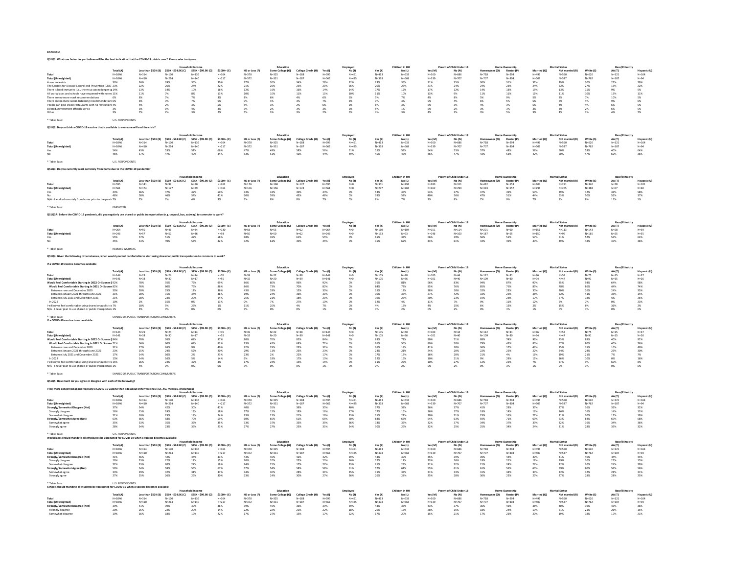**BANNER 2**

**QS1Q1: What one factor do you believe will be the best indication that the COVID-19 crisis is over? Please select only one.**

| | | Household Income | | | | Education | | | Employed | | Children in HH | | Parent of Child Under 18 | | Home Ownership | | Marital Status | | Race/Ethnicity | | |
|---|---|---|---|---|---|---|---|---|---|---|---|---|---|---|---|---|---|---|---|---|---|
| | Total (A) | Less than $50K (B) | $50K - $74.9K (C) | $75K - $99.9K (D) | $100K+ (E) | HS or Less (F) | Some College (G) | College Grad+ (H) | Yes (I) | No (J) | Yes (K) | No (L) | Yes (M) | No (N) | Homeowner (O) | Renter (P) | Married (Q) | Not married (R) | White (S) | AA (T) | Hispanic (U) |
| Total | N=1046 | N=314 | N=170 | N=136 | N=364 | N=370 | N=325 | N=188 | N=595 | N=451 | N=413 | N=633 | N=360 | N=686 | N=718 | N=294 | N=496 | N=550 | N=620 | N=121 | N=164 |
| Total (Unweighted) | N=1046 | N=410 | N=214 | N=140 | N=217 | N=372 | N=331 | N=187 | N=561 | N=485 | N=378 | N=668 | N=339 | N=707 | N=707 | N=304 | N=509 | N=537 | N=762 | N=107 | N=94 |
| A vaccine exists | 30% | 26% | 39% | 35% | 30% | 27% | 30% | 34% | 28% | 32% | 23% | 35% | 21% | 35% | 30% | 31% | 31% | 29% | 30% | 27% | 29% |
| The Centers for Disease Control and Prevention (CDC) | 23% | 22% | 26% | 24% | 22% | 21% | 26% | 23% | 21% | 26% | 20% | 26% | 21% | 24% | 24% | 23% | 24% | 22% | 27% | 15% | 22% |
| There is herd immunity (i.e., the virus can no longer sp | 14% | 13% | 14% | 10% | 16% | 12% | 16% | 16% | 14% | 14% | 17% | 12% | 17% | 12% | 14% | 13% | 15% | 13% | 15% | 9% | 9% |
| All workplaces and schools have reopened with no res | 11% | 11% | 7% | 8% | 13% | 10% | 10% | 11% | 11% | 10% | 11% | 10% | 13% | 9% | 11% | 11% | 11% | 11% | 10% | 15% | 11% |
| There are no more mask recommendations | 6% | 8% | 7% | 7% | 3% | 8% | 6% | 4% | 6% | 6% | 5% | 7% | 4% | 8% | 5% | 9% | 5% | 8% | 7% | 10% | 5% |
| There are no more social distancing recommendations | 6% | 6% | 3% | 7% | 6% | 9% | 4% | 3% | 7% | 3% | 9% | 3% | 9% | 4% | 6% | 5% | 5% | 6% | 4% | 9% | 6% |
| People can dine inside restaurants with no restrictions | 4% | 4% | 2% | 3% | 5% | 5% | 3% | 2% | 6% | 2% | 6% | 3% | 6% | 3% | 4% | 3% | 5% | 4% | 4% | 6% | 5% |
| Elected, government officials say so | 3% | 3% | 1% | 4% | 3% | 3% | 2% | 3% | 3% | 2% | 5% | 1% | 5% | 2% | 3% | 1% | 3% | 3% | 2% | 6% | 5% |
| Other | 3% | 7% | 2% | 3% | 2% | 5% | 3% | 3% | 2% | 5% | 4% | 3% | 4% | 3% | 3% | 5% | 3% | 4% | 3% | 4% | 7% |

* Table Base: U.S. RESPONDENTS

**QS1Q2: Do you think a COVID-19 vaccine that is available to everyone will end the crisis?**

| | | Household Income | | | | Education | | | Employed | | Children in HH | | Parent of Child Under 18 | | Home Ownership | | Marital Status | | Race/Ethnicity | | |
|---|---|---|---|---|---|---|---|---|---|---|---|---|---|---|---|---|---|---|---|---|---|
| | Total (A) | Less than $50K (B) | $50K - $74.9K (C) | $75K - $99.9K (D) | $100K+ (E) | HS or Less (F) | Some College (G) | College Grad+ (H) | Yes (I) | No (J) | Yes (K) | No (L) | Yes (M) | No (N) | Homeowner (O) | Renter (P) | Married (Q) | Not married (R) | White (S) | AA (T) | Hispanic (U) |
| Total | N=1046 | N=314 | N=170 | N=136 | N=364 | N=370 | N=325 | N=188 | N=595 | N=451 | N=413 | N=633 | N=360 | N=686 | N=718 | N=294 | N=496 | N=550 | N=620 | N=121 | N=164 |
| Total (Unweighted) | N=1046 | N=410 | N=214 | N=140 | N=217 | N=372 | N=331 | N=187 | N=561 | N=485 | N=378 | N=668 | N=339 | N=707 | N=707 | N=304 | N=509 | N=537 | N=762 | N=107 | N=94 |
| Yes | 54% | 43% | 53% | 51% | 66% | 47% | 49% | 58% | 56% | 51% | 55% | 53% | 54% | 53% | 57% | 48% | 58% | 50% | 53% | 40% | 64% |
| No | 46% | 57% | 47% | 49% | 34% | 53% | 51% | 42% | 44% | 49% | 45% | 47% | 46% | 47% | 43% | 52% | 42% | 50% | 47% | 60% | 36% |

* Table Base: U.S. RESPONDENTS

**QS1Q3: Do you currently work remotely from home due to the COVID-19 pandemic?**

| | | Household Income | | | | Education | | | Employed | | Children in HH | | Parent of Child Under 18 | | Home Ownership | | Marital Status | | Race/Ethnicity | | |
|---|---|---|---|---|---|---|---|---|---|---|---|---|---|---|---|---|---|---|---|---|---|
| | Total (A) | Less than $50K (B) | $50K - $74.9K (C) | $75K - $99.9K (D) | $100K+ (E) | HS or Less (F) | Some College (G) | College Grad+ (H) | Yes (I) | No (J) | Yes (K) | No (L) | Yes (M) | No (N) | Homeowner (O) | Renter (P) | Married (Q) | Not married (R) | White (S) | AA (T) | Hispanic (U) |
| Total | N=595 | N=141 | N=99 | N=80 | N=262 | N=176 | N=168 | N=127 | N=595 | N=0 | N=301 | N=294 | N=283 | N=311 | N=432 | N=151 | N=304 | N=291 | N=340 | N=78 | N=101 |
| Total (Unweighted) | N=561 | N=174 | N=127 | N=79 | N=164 | N=166 | N=156 | N=123 | N=561 | N=0 | N=277 | N=284 | N=262 | N=299 | N=393 | N=157 | N=296 | N=265 | N=388 | N=67 | N=60 |
| Yes | 44% | 36% | 47% | 42% | 50% | 33% | 33% | 49% | 44% | 0% | 53% | 35% | 53% | 37% | 47% | 39% | 50% | 39% | 42% | 36% | 58% |
| No | 48% | 58% | 46% | 54% | 41% | 60% | 59% | 43% | 48% | 0% | 39% | 57% | 40% | 56% | 47% | 51% | 44% | 53% | 50% | 52% | 37% |
| N/A - I worked remotely from home prior to the pande | 7% | 7% | 7% | 4% | 9% | 7% | 8% | 8% | 7% | 0% | 8% | 7% | 7% | 8% | 7% | 9% | 7% | 8% | 8% | 11% | 5% |

* Table Base: EMPLOYED

**QS1Q3A: Before the COVID-19 pandemic, did you regularly use shared or public transportation (e.g. carpool, bus, subway) to commute to work?**

| | | Household Income | | | | Education | | | Employed | | Children in HH | | Parent of Child Under 18 | | Home Ownership | | Marital Status | | Race/Ethnicity | | |
|---|---|---|---|---|---|---|---|---|---|---|---|---|---|---|---|---|---|---|---|---|---|
| | Total (A) | Less than $50K (B) | $50K - $74.9K (C) | $75K - $99.9K (D) | $100K+ (E) | HS or Less (F) | Some College (G) | College Grad+ (H) | Yes (I) | No (J) | Yes (K) | No (L) | Yes (M) | No (N) | Homeowner (O) | Renter (P) | Married (Q) | Not married (R) | White (S) | AA (T) | Hispanic (U) |
| Total | N=264 | N=50 | N=46 | N=34 | N=130 | N=58 | N=55 | N=62 | N=264 | N=0 | N=160 | N=104 | N=151 | N=114 | N=201 | N=60 | N=151 | N=113 | N=143 | N=28 | N=59 |
| Total (Unweighted) | N=246 | N=57 | N=57 | N=36 | N=93 | N=50 | N=50 | N=62 | N=246 | N=0 | N=153 | N=93 | N=146 | N=100 | N=187 | N=55 | N=150 | N=96 | N=165 | N=25 | N=35 |
| Yes | 55% | 57% | 51% | 42% | 58% | 68% | 39% | 61% | 55% | 0% | 65% | 38% | 66% | 39% | 56% | 51% | 57% | 51% | 52% | 53% | 64% |
| No | 45% | 43% | 49% | 58% | 42% | 32% | 61% | 39% | 45% | 0% | 35% | 62% | 34% | 61% | 44% | 49% | 43% | 49% | 48% | 47% | 36% |

* Table Base: REMOTE WORKERS

**QS1Q4: Given the following circumstances, when would you feel comfortable to start using shared or public transportation to commute to work?**

**If a COVID-19 vaccine becomes available**

| | | Household Income | | | | Education | | | Employed | | Children in HH | | Parent of Child Under 18 | | Home Ownership | | Marital Status | | Race/Ethnicity | | |
|---|---|---|---|---|---|---|---|---|---|---|---|---|---|---|---|---|---|---|---|---|---|
| | Total (A) | Less than $50K (B) | $50K - $74.9K (C) | $75K - $99.9K (D) | $100K+ (E) | HS or Less (F) | Some College (G) | College Grad+ (H) | Yes (I) | No (J) | Yes (K) | No (L) | Yes (M) | No (N) | Homeowner (O) | Renter (P) | Married (Q) | Not married (R) | White (S) | AA (T) | Hispanic (U) |
| Total | N=144 | N=29 | N=24 | N=14 | N=76 | N=39 | N=22 | N=38 | N=144 | N=0 | N=105 | N=40 | N=100 | N=44 | N=112 | N=31 | N=86 | N=58 | N=75 | N=15 | N=37 |
| Total (Unweighted) | N=141 | N=38 | N=30 | N=17 | N=55 | N=32 | N=20 | N=39 | N=141 | N=0 | N=105 | N=36 | N=101 | N=40 | N=109 | N=30 | N=94 | N=47 | N=91 | N=15 | N=26 |
| **Would Feel Comfortable Starting in 2022 Or Sooner (N** | 92% | 78% | 95% | 75% | 99% | 86% | 80% | 96% | 92% | 0% | 96% | 81% | 96% | 83% | 94% | 87% | 97% | 85% | 93% | 64% | 98% |
| **Would Feel Comfortable Starting in 2021 Or Sooner** | 82% | 76% | 80% | 75% | 86% | 86% | 73% | 70% | 82% | 0% | 84% | 77% | 85% | 76% | 85% | 76% | 85% | 78% | 86% | 64% | 74% |
| Between now and December 2020 | 30% | 28% | 25% | 12% | 36% | 43% | 28% | 15% | 30% | 0% | 35% | 17% | 38% | 10% | 32% | 23% | 30% | 30% | 26% | 24% | 35% |
| Between January 2021 through June 2021 | 31% | 20% | 31% | 34% | 36% | 19% | 24% | 36% | 31% | 0% | 30% | 35% | 27% | 42% | 33% | 25% | 38% | 22% | 41% | 35% | 14% |
| Between July 2021 and December 2021 | 21% | 28% | 23% | 29% | 14% | 25% | 21% | 18% | 21% | 0% | 19% | 25% | 20% | 23% | 19% | 28% | 17% | 27% | 18% | 6% | 26% |
| In 2022 | 10% | 2% | 15% | 0% | 13% | 0% | 7% | 27% | 10% | 0% | 12% | 4% | 11% | 7% | 9% | 11% | 12% | 6% | 7% | 0% | 23% |
| I will never feel comfortable using shared or public tra | 7% | 18% | 5% | 25% | 1% | 11% | 20% | 4% | 7% | 0% | 4% | 17% | 4% | 15% | 6% | 12% | 2% | 15% | 6% | 36% | 2% |
| N/A - I never plan to use shared or public transportatio | 1% | 4% | 0% | 0% | 0% | 3% | 0% | 0% | 1% | 0% | 0% | 2% | 0% | 2% | 0% | 1% | 1% | 0% | 1% | 0% | 0% |

* Table Base: SHARED OR PUBLIC TRANSPORTATION COMMUTERS

**If a COVID-19 vaccine is not available**

| | | Household Income | | | | Education | | | Employed | | Children in HH | | Parent of Child Under 18 | | Home Ownership | | Marital Status | | Race/Ethnicity | | |
|---|---|---|---|---|---|---|---|---|---|---|---|---|---|---|---|---|---|---|---|---|---|
| | Total (A) | Less than $50K (B) | $50K - $74.9K (C) | $75K - $99.9K (D) | $100K+ (E) | HS or Less (F) | Some College (G) | College Grad+ (H) | Yes (I) | No (J) | Yes (K) | No (L) | Yes (M) | No (N) | Homeowner (O) | Renter (P) | Married (Q) | Not married (R) | White (S) | AA (T) | Hispanic (U) |
| Total | N=144 | N=29 | N=24 | N=14 | N=76 | N=39 | N=22 | N=38 | N=144 | N=0 | N=105 | N=40 | N=100 | N=44 | N=112 | N=31 | N=86 | N=58 | N=75 | N=15 | N=37 |
| Total (Unweighted) | N=141 | N=38 | N=30 | N=17 | N=55 | N=32 | N=20 | N=39 | N=141 | N=0 | N=105 | N=36 | N=101 | N=40 | N=109 | N=30 | N=94 | N=47 | N=91 | N=15 | N=26 |
| **Would Feel Comfortable Starting in 2022 Or Sooner (N** | 84% | 70% | 76% | 68% | 97% | 80% | 76% | 85% | 84% | 0% | 89% | 71% | 90% | 71% | 88% | 74% | 92% | 73% | 89% | 40% | 92% |
| **Would Feel Comfortable Starting in 2021 Or Sooner** | 71% | 56% | 60% | 64% | 83% | 73% | 42% | 68% | 71% | 0% | 76% | 56% | 80% | 50% | 79% | 45% | 80% | 57% | 80% | 40% | 76% |
| Between now and December 2020 | 31% | 27% | 26% | 9% | 40% | 22% | 29% | 23% | 31% | 0% | 36% | 18% | 41% | 10% | 36% | 17% | 43% | 15% | 35% | 10% | 40% |
| Between January 2021 through June 2021 | 23% | 15% | 24% | 52% | 20% | 29% | 11% | 23% | 23% | 0% | 23% | 21% | 24% | 20% | 22% | 25% | 22% | 24% | 24% | 23% | 30% |
| Between July 2021 and December 2021 | 17% | 14% | 10% | 2% | 23% | 23% | 2% | 22% | 17% | 0% | 17% | 17% | 16% | 20% | 21% | 4% | 16% | 19% | 21% | 7% | 7% |
| In 2022 | 13% | 14% | 16% | 5% | 14% | 6% | 33% | 17% | 13% | 0% | 12% | 15% | 10% | 21% | 9% | 29% | 11% | 16% | 10% | 0% | 16% |
| I will never feel comfortable using shared or public tra | 15% | 26% | 24% | 32% | 3% | 17% | 24% | 15% | 15% | 0% | 11% | 27% | 10% | 27% | 12% | 25% | 7% | 27% | 9% | 60% | 8% |
| N/A - I never plan to use shared or public transportatio | 1% | 4% | 0% | 0% | 0% | 3% | 0% | 0% | 1% | 0% | 0% | 2% | 0% | 2% | 0% | 1% | 1% | 0% | 1% | 0% | 0% |

* Table Base: SHARED OR PUBLIC TRANSPORTATION COMMUTERS

**QS1Q5: How much do you agree or disagree with each of the following?**

**I feel more concerned about receiving a COVID-19 vaccine than I do about other vaccines (e.g., flu, measles, chickenpox)**

| | | Household Income | | | | Education | | | Employed | | Children in HH | | Parent of Child Under 18 | | Home Ownership | | Marital Status | | Race/Ethnicity | | |
|---|---|---|---|---|---|---|---|---|---|---|---|---|---|---|---|---|---|---|---|---|---|
| | Total (A) | Less than $50K (B) | $50K - $74.9K (C) | $75K - $99.9K (D) | $100K+ (E) | HS or Less (F) | Some College (G) | College Grad+ (H) | Yes (I) | No (J) | Yes (K) | No (L) | Yes (M) | No (N) | Homeowner (O) | Renter (P) | Married (Q) | Not married (R) | White (S) | AA (T) | Hispanic (U) |
| Total | N=1046 | N=314 | N=170 | N=136 | N=364 | N=370 | N=325 | N=188 | N=595 | N=451 | N=413 | N=633 | N=360 | N=686 | N=718 | N=294 | N=496 | N=550 | N=620 | N=121 | N=164 |
| Total (Unweighted) | N=1046 | N=410 | N=214 | N=140 | N=217 | N=372 | N=331 | N=187 | N=561 | N=485 | N=378 | N=668 | N=339 | N=707 | N=707 | N=304 | N=509 | N=537 | N=762 | N=107 | N=94 |
| **Strongly/Somewhat Disagree (Net)** | 37% | 34% | 42% | 30% | 41% | 40% | 35% | 39% | 35% | 40% | 37% | 37% | 36% | 37% | 41% | 29% | 37% | 37% | 36% | 31% | 32% |
| Strongly disagree | 16% | 15% | 19% | 13% | 18% | 17% | 15% | 19% | 16% | 17% | 17% | 16% | 16% | 17% | 18% | 14% | 16% | 16% | 16% | 14% | 13% |
| Somewhat disagree | 21% | 18% | 23% | 18% | 24% | 23% | 21% | 21% | 19% | 23% | 21% | 21% | 20% | 21% | 23% | 16% | 21% | 21% | 20% | 17% | 19% |
| **Strongly/Somewhat Agree (Net)** | 63% | 66% | 58% | 70% | 59% | 60% | 65% | 61% | 65% | 60% | 63% | 63% | 64% | 63% | 59% | 71% | 63% | 63% | 64% | 69% | 68% |
| Somewhat agree | 35% | 33% | 35% | 35% | 35% | 33% | 37% | 35% | 35% | 36% | 33% | 37% | 32% | 37% | 34% | 37% | 39% | 32% | 36% | 34% | 36% |
| Strongly agree | 28% | 34% | 23% | 35% | 23% | 27% | 27% | 25% | 31% | 24% | 30% | 26% | 32% | 25% | 25% | 34% | 24% | 31% | 28% | 35% | 32% |

* Table Base: U.S. RESPONDENTS

**Workplaces should mandate all employees be vaccinated for COVID-19 when a vaccine becomes available**

| | | Household Income | | | | Education | | | Employed | | Children in HH | | Parent of Child Under 18 | | Home Ownership | | Marital Status | | Race/Ethnicity | | |
|---|---|---|---|---|---|---|---|---|---|---|---|---|---|---|---|---|---|---|---|---|---|
| | Total (A) | Less than $50K (B) | $50K - $74.9K (C) | $75K - $99.9K (D) | $100K+ (E) | HS or Less (F) | Some College (G) | College Grad+ (H) | Yes (I) | No (J) | Yes (K) | No (L) | Yes (M) | No (N) | Homeowner (O) | Renter (P) | Married (Q) | Not married (R) | White (S) | AA (T) | Hispanic (U) |
| Total | N=1046 | N=314 | N=170 | N=136 | N=364 | N=370 | N=325 | N=188 | N=595 | N=451 | N=413 | N=633 | N=360 | N=686 | N=718 | N=294 | N=496 | N=550 | N=620 | N=121 | N=164 |
| Total (Unweighted) | N=1046 | N=410 | N=214 | N=140 | N=217 | N=372 | N=331 | N=187 | N=561 | N=485 | N=378 | N=668 | N=339 | N=707 | N=707 | N=304 | N=509 | N=537 | N=762 | N=107 | N=94 |
| **Strongly/Somewhat Disagree (Net)** | 41% | 46% | 42% | 44% | 33% | 43% | 46% | 42% | 42% | 39% | 43% | 39% | 45% | 39% | 39% | 44% | 40% | 41% | 40% | 44% | 44% |
| Strongly disagree | 19% | 23% | 22% | 17% | 15% | 20% | 20% | 25% | 20% | 16% | 22% | 17% | 23% | 16% | 18% | 21% | 18% | 19% | 20% | 21% | 15% |
| Somewhat disagree | 22% | 23% | 20% | 27% | 19% | 24% | 25% | 17% | 22% | 23% | 21% | 23% | 21% | 22% | 21% | 24% | 22% | 22% | 20% | 24% | 29% |
| **Strongly/Somewhat Agree (Net)** | 59% | 54% | 58% | 56% | 67% | 57% | 54% | 58% | 58% | 61% | 57% | 61% | 55% | 61% | 61% | 56% | 60% | 59% | 60% | 56% | 56% |
| Somewhat agree | 33% | 29% | 32% | 31% | 37% | 34% | 30% | 28% | 31% | 35% | 31% | 33% | 31% | 33% | 31% | 34% | 33% | 32% | 32% | 28% | 31% |
| Strongly agree | 27% | 25% | 26% | 25% | 30% | 23% | 24% | 30% | 27% | 26% | 26% | 28% | 25% | 28% | 30% | 22% | 27% | 27% | 28% | 28% | 25% |

* Table Base: U.S. RESPONDENTS

**Schools should mandate all students be vaccinated for COVID-19 when a vaccine becomes available**

| | | Household Income | | | | Education | | | Employed | | Children in HH | | Parent of Child Under 18 | | Home Ownership | | Marital Status | | Race/Ethnicity | | |
|---|---|---|---|---|---|---|---|---|---|---|---|---|---|---|---|---|---|---|---|---|---|
| | Total (A) | Less than $50K (B) | $50K - $74.9K (C) | $75K - $99.9K (D) | $100K+ (E) | HS or Less (F) | Some College (G) | College Grad+ (H) | Yes (I) | No (J) | Yes (K) | No (L) | Yes (M) | No (N) | Homeowner (O) | Renter (P) | Married (Q) | Not married (R) | White (S) | AA (T) | Hispanic (U) |
| Total | N=1046 | N=314 | N=170 | N=136 | N=364 | N=370 | N=325 | N=188 | N=595 | N=451 | N=413 | N=633 | N=360 | N=686 | N=718 | N=294 | N=496 | N=550 | N=620 | N=121 | N=164 |
| Total (Unweighted) | N=1046 | N=410 | N=214 | N=140 | N=217 | N=372 | N=331 | N=187 | N=561 | N=485 | N=378 | N=668 | N=339 | N=707 | N=707 | N=304 | N=509 | N=537 | N=762 | N=107 | N=94 |
| **Strongly/Somewhat Disagree (Net)** | 39% | 41% | 39% | 39% | 36% | 39% | 49% | 36% | 39% | 39% | 43% | 36% | 43% | 37% | 36% | 46% | 38% | 40% | 39% | 43% | 36% |
| Strongly disagree | 20% | 25% | 22% | 20% | 14% | 22% | 22% | 21% | 22% | 18% | 26% | 16% | 28% | 15% | 18% | 24% | 19% | 21% | 21% | 26% | 15% |
| Somewhat disagree | 19% | 16% | 18% | 19% | 22% | 17% | 27% | 15% | 17% | 22% | 17% | 20% | 15% | 21% | 17% | 22% | 20% | 19% | 18% | 17% | 21% |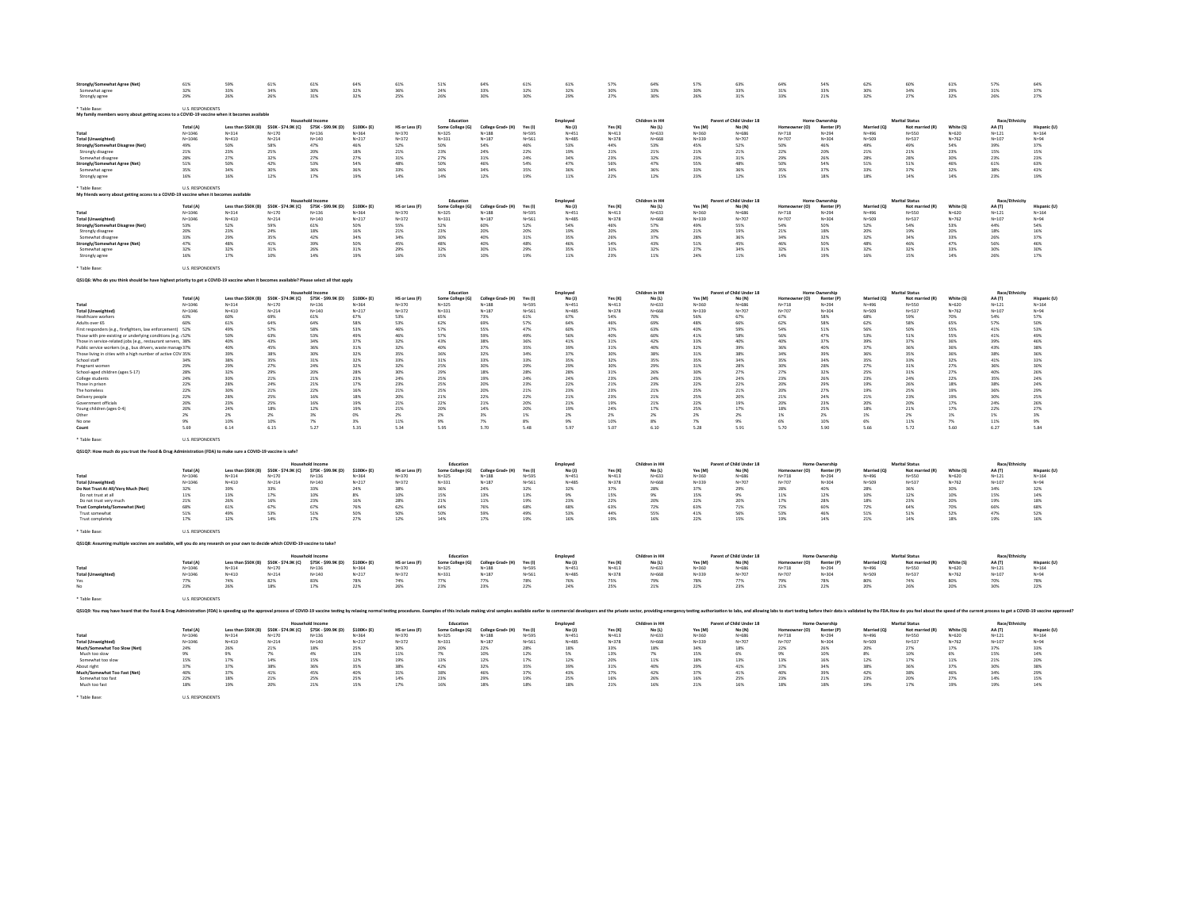| | Total (A) | Less than $50K (B) | $50K - $74.9K (C) | $75K - $99.9K (D) | $100K+ (E) | HS or Less (F) | Some College (G) | College Grad+ (H) | Yes (I) | No (J) | Yes (K) | No (L) | Yes (M) | No (N) | Homeowner (O) | Renter (P) | Married (Q) | Not married (R) | White (S) | AA (T) | Hispanic (U) |
|---|---|---|---|---|---|---|---|---|---|---|---|---|---|---|---|---|---|---|---|---|---|
| Strongly/Somewhat Agree (Net) | 61% | 59% | 61% | 61% | 64% | 61% | 51% | 64% | 61% | 61% | 57% | 64% | 57% | 63% | 64% | 54% | 62% | 60% | 61% | 57% | 64% |
| Somewhat agree | 32% | 33% | 34% | 30% | 32% | 36% | 24% | 33% | 32% | 32% | 30% | 33% | 30% | 33% | 31% | 33% | 30% | 34% | 29% | 31% | 37% |
| Strongly agree | 29% | 26% | 26% | 31% | 32% | 25% | 26% | 30% | 30% | 29% | 27% | 30% | 26% | 31% | 33% | 21% | 32% | 27% | 32% | 26% | 27% |

* Table Base: U.S. RESPONDENTS

**My family members worry about getting access to a COVID-19 vaccine when it becomes available**

| | Household Income | | | | | Education | | | Employed | | Children in HH | | Parent of Child Under 18 | | Home Ownership | | Marital Status | | Race/Ethnicity | | |
|---|---|---|---|---|---|---|---|---|---|---|---|---|---|---|---|---|---|---|---|---|---|
| | Total (A) | Less than $50K (B) | $50K - $74.9K (C) | $75K - $99.9K (D) | $100K+ (E) | HS or Less (F) | Some College (G) | College Grad+ (H) | Yes (I) | No (J) | Yes (K) | No (L) | Yes (M) | No (N) | Homeowner (O) | Renter (P) | Married (Q) | Not married (R) | White (S) | AA (T) | Hispanic (U) |
| Total | N=1046 | N=314 | N=170 | N=136 | N=364 | N=370 | N=325 | N=188 | N=595 | N=451 | N=413 | N=633 | N=360 | N=686 | N=718 | N=294 | N=496 | N=550 | N=620 | N=121 | N=164 |
| Total (Unweighted) | N=1046 | N=410 | N=214 | N=140 | N=217 | N=372 | N=331 | N=187 | N=561 | N=485 | N=378 | N=668 | N=339 | N=707 | N=707 | N=304 | N=509 | N=537 | N=762 | N=107 | N=94 |
| Strongly/Somewhat Disagree (Net) | 49% | 50% | 58% | 47% | 46% | 52% | 50% | 54% | 46% | 53% | 44% | 53% | 45% | 52% | 50% | 46% | 49% | 49% | 54% | 39% | 37% |
| Strongly disagree | 21% | 23% | 25% | 20% | 18% | 21% | 23% | 24% | 22% | 19% | 21% | 21% | 22% | 20% | 21% | 21% | 21% | 21% | 23% | 15% | 15% |
| Somewhat disagree | 28% | 27% | 32% | 27% | 27% | 31% | 27% | 31% | 24% | 34% | 23% | 32% | 23% | 31% | 29% | 26% | 28% | 28% | 30% | 23% | 23% |
| Strongly/Somewhat Agree (Net) | 51% | 50% | 42% | 53% | 54% | 48% | 50% | 46% | 54% | 47% | 56% | 47% | 55% | 48% | 50% | 54% | 51% | 51% | 46% | 61% | 63% |
| Somewhat agree | 35% | 34% | 30% | 36% | 36% | 33% | 36% | 34% | 35% | 36% | 34% | 36% | 33% | 36% | 35% | 37% | 33% | 37% | 32% | 38% | 43% |
| Strongly agree | 16% | 16% | 12% | 17% | 19% | 14% | 14% | 12% | 19% | 11% | 22% | 12% | 23% | 12% | 15% | 18% | 18% | 14% | 14% | 23% | 19% |

* Table Base: U.S. RESPONDENTS

**My friends worry about getting access to a COVID-19 vaccine when it becomes available**

| | Household Income | | | | | Education | | | Employed | | Children in HH | | Parent of Child Under 18 | | Home Ownership | | Marital Status | | Race/Ethnicity | | |
|---|---|---|---|---|---|---|---|---|---|---|---|---|---|---|---|---|---|---|---|---|---|
| | Total (A) | Less than $50K (B) | $50K - $74.9K (C) | $75K - $99.9K (D) | $100K+ (E) | HS or Less (F) | Some College (G) | College Grad+ (H) | Yes (I) | No (J) | Yes (K) | No (L) | Yes (M) | No (N) | Homeowner (O) | Renter (P) | Married (Q) | Not married (R) | White (S) | AA (T) | Hispanic (U) |
| Total | N=1046 | N=314 | N=170 | N=136 | N=364 | N=370 | N=325 | N=188 | N=595 | N=451 | N=413 | N=633 | N=360 | N=686 | N=718 | N=294 | N=496 | N=550 | N=620 | N=121 | N=164 |
| Total (Unweighted) | N=1046 | N=410 | N=214 | N=140 | N=217 | N=372 | N=331 | N=187 | N=561 | N=485 | N=378 | N=668 | N=339 | N=707 | N=707 | N=304 | N=509 | N=537 | N=762 | N=107 | N=94 |
| Strongly/Somewhat Disagree (Net) | 53% | 52% | 59% | 61% | 50% | 55% | 52% | 60% | 52% | 54% | 46% | 57% | 49% | 55% | 54% | 50% | 52% | 54% | 53% | 44% | 54% |
| Strongly disagree | 20% | 23% | 24% | 18% | 16% | 21% | 23% | 20% | 20% | 19% | 20% | 20% | 21% | 19% | 21% | 18% | 20% | 19% | 20% | 18% | 16% |
| Somewhat disagree | 33% | 29% | 35% | 42% | 34% | 34% | 30% | 40% | 31% | 35% | 26% | 37% | 28% | 36% | 34% | 32% | 32% | 34% | 33% | 26% | 37% |
| Strongly/Somewhat Agree (Net) | 47% | 48% | 41% | 39% | 50% | 45% | 48% | 40% | 48% | 46% | 54% | 43% | 51% | 45% | 46% | 50% | 48% | 46% | 47% | 56% | 46% |
| Somewhat agree | 32% | 32% | 31% | 26% | 31% | 29% | 32% | 30% | 29% | 35% | 31% | 32% | 27% | 34% | 32% | 31% | 32% | 32% | 33% | 30% | 30% |
| Strongly agree | 16% | 17% | 10% | 14% | 19% | 16% | 15% | 10% | 19% | 11% | 23% | 11% | 24% | 11% | 14% | 19% | 16% | 15% | 14% | 26% | 17% |

* Table Base: U.S. RESPONDENTS

**QS1Q6: Who do you think should be have highest priority to get a COVID-19 vaccine when it becomes available? Please select all that apply.**

| | Household Income | | | | | Education | | | Employed | | Children in HH | | Parent of Child Under 18 | | Home Ownership | | Marital Status | | Race/Ethnicity | | |
|---|---|---|---|---|---|---|---|---|---|---|---|---|---|---|---|---|---|---|---|---|---|
| | Total (A) | Less than $50K (B) | $50K - $74.9K (C) | $75K - $99.9K (D) | $100K+ (E) | HS or Less (F) | Some College (G) | College Grad+ (H) | Yes (I) | No (J) | Yes (K) | No (L) | Yes (M) | No (N) | Homeowner (O) | Renter (P) | Married (Q) | Not married (R) | White (S) | AA (T) | Hispanic (U) |
| Total | N=1046 | N=314 | N=170 | N=136 | N=364 | N=370 | N=325 | N=188 | N=595 | N=451 | N=413 | N=633 | N=360 | N=686 | N=718 | N=294 | N=496 | N=550 | N=620 | N=121 | N=164 |
| Total (Unweighted) | N=1046 | N=410 | N=214 | N=140 | N=217 | N=372 | N=331 | N=187 | N=561 | N=485 | N=378 | N=668 | N=339 | N=707 | N=707 | N=304 | N=509 | N=537 | N=762 | N=107 | N=94 |
| Healthcare workers | 63% | 60% | 69% | 61% | 67% | 53% | 65% | 73% | 61% | 67% | 54% | 70% | 56% | 67% | 67% | 58% | 68% | 59% | 70% | 54% | 57% |
| Adults over 65 | 60% | 61% | 64% | 64% | 58% | 53% | 62% | 69% | 57% | 64% | 46% | 69% | 48% | 66% | 62% | 58% | 62% | 58% | 65% | 57% | 50% |
| First responders (e.g., firefighters, law enforcement) | 52% | 49% | 57% | 58% | 53% | 46% | 57% | 55% | 47% | 60% | 37% | 63% | 40% | 59% | 54% | 51% | 56% | 50% | 55% | 41% | 53% |
| Those with pre-existing or underlying conditions (e.g. | 52% | 50% | 63% | 53% | 49% | 46% | 57% | 59% | 49% | 56% | 40% | 60% | 41% | 58% | 56% | 47% | 53% | 51% | 55% | 41% | 49% |
| Those in service-related jobs (e.g., restaurant servers, | 38% | 40% | 43% | 34% | 37% | 32% | 43% | 38% | 36% | 41% | 31% | 42% | 33% | 40% | 40% | 37% | 39% | 37% | 36% | 39% | 46% |
| Public service workers (e.g., bus drivers, waste manag | 37% | 40% | 45% | 36% | 31% | 32% | 40% | 37% | 35% | 39% | 31% | 40% | 32% | 39% | 36% | 40% | 37% | 36% | 36% | 43% | 38% |
| Those living in cities with a high number of active COV | 35% | 39% | 38% | 30% | 32% | 35% | 36% | 32% | 34% | 37% | 30% | 38% | 31% | 38% | 34% | 39% | 36% | 35% | 36% | 38% | 36% |
| School staff | 34% | 38% | 35% | 31% | 32% | 33% | 31% | 33% | 33% | 35% | 32% | 35% | 35% | 34% | 35% | 34% | 35% | 33% | 32% | 41% | 33% |
| Pregnant women | 29% | 29% | 27% | 24% | 32% | 32% | 25% | 30% | 29% | 29% | 30% | 29% | 31% | 28% | 30% | 28% | 27% | 31% | 27% | 36% | 30% |
| School-aged children (ages 5-17) | 28% | 32% | 29% | 20% | 28% | 30% | 29% | 18% | 28% | 28% | 31% | 26% | 30% | 27% | 27% | 32% | 25% | 31% | 27% | 40% | 26% |
| College students | 24% | 30% | 21% | 21% | 23% | 24% | 25% | 19% | 24% | 24% | 23% | 24% | 23% | 24% | 23% | 26% | 23% | 24% | 22% | 35% | 24% |
| Those in prison | 22% | 28% | 24% | 21% | 17% | 23% | 25% | 20% | 23% | 22% | 21% | 23% | 22% | 22% | 20% | 29% | 19% | 26% | 18% | 38% | 24% |
| The homeless | 22% | 30% | 21% | 22% | 16% | 21% | 25% | 20% | 21% | 23% | 23% | 21% | 25% | 21% | 20% | 27% | 19% | 25% | 19% | 36% | 29% |
| Delivery people | 22% | 28% | 25% | 16% | 18% | 20% | 21% | 22% | 22% | 21% | 23% | 21% | 25% | 20% | 21% | 24% | 21% | 23% | 19% | 30% | 25% |
| Government officials | 20% | 23% | 25% | 16% | 19% | 21% | 22% | 21% | 20% | 21% | 19% | 21% | 22% | 19% | 20% | 23% | 20% | 20% | 17% | 24% | 26% |
| Young children (ages 0-4) | 20% | 24% | 18% | 12% | 19% | 21% | 20% | 14% | 20% | 19% | 24% | 17% | 25% | 17% | 18% | 25% | 18% | 21% | 17% | 22% | 27% |
| Other | 2% | 2% | 2% | 3% | 0% | 2% | 2% | 3% | 1% | 2% | 2% | 2% | 2% | 2% | 1% | 2% | 1% | 2% | 1% | 1% | 3% |
| No one | 9% | 10% | 10% | 7% | 3% | 11% | 9% | 7% | 8% | 9% | 10% | 8% | 7% | 9% | 6% | 10% | 6% | 11% | 7% | 11% | 9% |
| Count | 5.69 | 6.14 | 6.15 | 5.27 | 5.35 | 5.34 | 5.95 | 5.70 | 5.48 | 5.97 | 5.07 | 6.10 | 5.28 | 5.91 | 5.70 | 5.90 | 5.66 | 5.72 | 5.60 | 6.27 | 5.84 |

* Table Base: U.S. RESPONDENTS

**QS1Q7: How much do you trust the Food & Drug Administration (FDA) to make sure a COVID-19 vaccine is safe?**

| | Household Income | | | | | Education | | | Employed | | Children in HH | | Parent of Child Under 18 | | Home Ownership | | Marital Status | | Race/Ethnicity | | |
|---|---|---|---|---|---|---|---|---|---|---|---|---|---|---|---|---|---|---|---|---|---|
| | Total (A) | Less than $50K (B) | $50K - $74.9K (C) | $75K - $99.9K (D) | $100K+ (E) | HS or Less (F) | Some College (G) | College Grad+ (H) | Yes (I) | No (J) | Yes (K) | No (L) | Yes (M) | No (N) | Homeowner (O) | Renter (P) | Married (Q) | Not married (R) | White (S) | AA (T) | Hispanic (U) |
| Total | N=1046 | N=314 | N=170 | N=136 | N=364 | N=370 | N=325 | N=188 | N=595 | N=451 | N=413 | N=633 | N=360 | N=686 | N=718 | N=294 | N=496 | N=550 | N=620 | N=121 | N=164 |
| Total (Unweighted) | N=1046 | N=410 | N=214 | N=140 | N=217 | N=372 | N=331 | N=187 | N=561 | N=485 | N=378 | N=668 | N=339 | N=707 | N=707 | N=304 | N=509 | N=537 | N=762 | N=107 | N=94 |
| Do Not Trust At All/Very Much (Net) | 32% | 39% | 33% | 33% | 24% | 38% | 36% | 24% | 32% | 32% | 37% | 28% | 37% | 29% | 28% | 40% | 28% | 36% | 30% | 34% | 32% |
| Do not trust at all | 11% | 13% | 17% | 10% | 8% | 10% | 15% | 13% | 13% | 9% | 15% | 9% | 15% | 9% | 11% | 12% | 10% | 12% | 10% | 15% | 14% |
| Do not trust very much | 21% | 26% | 16% | 23% | 16% | 28% | 21% | 11% | 19% | 23% | 22% | 20% | 22% | 20% | 17% | 28% | 18% | 23% | 20% | 19% | 18% |
| Trust Completely/Somewhat (Net) | 68% | 61% | 67% | 67% | 76% | 62% | 64% | 76% | 68% | 68% | 63% | 72% | 63% | 71% | 72% | 60% | 72% | 64% | 70% | 66% | 68% |
| Trust somewhat | 51% | 49% | 53% | 51% | 50% | 50% | 50% | 59% | 49% | 53% | 44% | 55% | 41% | 56% | 53% | 46% | 51% | 51% | 52% | 47% | 52% |
| Trust completely | 17% | 12% | 14% | 17% | 27% | 12% | 14% | 17% | 19% | 16% | 19% | 16% | 22% | 15% | 19% | 14% | 21% | 14% | 18% | 19% | 16% |

* Table Base: U.S. RESPONDENTS

**QS1Q8: Assuming multiple vaccines are available, will you do any research on your own to decide which COVID-19 vaccine to take?**

| | Household Income | | | | | Education | | | Employed | | Children in HH | | Parent of Child Under 18 | | Home Ownership | | Marital Status | | Race/Ethnicity | | |
|---|---|---|---|---|---|---|---|---|---|---|---|---|---|---|---|---|---|---|---|---|---|
| | Total (A) | Less than $50K (B) | $50K - $74.9K (C) | $75K - $99.9K (D) | $100K+ (E) | HS or Less (F) | Some College (G) | College Grad+ (H) | Yes (I) | No (J) | Yes (K) | No (L) | Yes (M) | No (N) | Homeowner (O) | Renter (P) | Married (Q) | Not married (R) | White (S) | AA (T) | Hispanic (U) |
| Total | N=1046 | N=314 | N=170 | N=136 | N=364 | N=370 | N=325 | N=188 | N=595 | N=451 | N=413 | N=633 | N=360 | N=686 | N=718 | N=294 | N=496 | N=550 | N=620 | N=121 | N=164 |
| Total (Unweighted) | N=1046 | N=410 | N=214 | N=140 | N=217 | N=372 | N=331 | N=187 | N=561 | N=485 | N=378 | N=668 | N=339 | N=707 | N=707 | N=304 | N=509 | N=537 | N=762 | N=107 | N=94 |
| Yes | 77% | 74% | 82% | 83% | 78% | 74% | 77% | 77% | 78% | 76% | 75% | 79% | 78% | 77% | 79% | 78% | 80% | 74% | 80% | 70% | 78% |
| No | 23% | 26% | 18% | 17% | 22% | 26% | 23% | 23% | 22% | 24% | 25% | 21% | 22% | 23% | 21% | 22% | 20% | 26% | 20% | 30% | 22% |

* Table Base: U.S. RESPONDENTS

**QS1Q9: You may have heard that the Food & Drug Administration (FDA) is speeding up the approval process of COVID-19 vaccine testing by relaxing normal testing procedures. Examples of this include making viral samples available earlier to commercial developers and the private sector, providing emergency testing authorization to labs, and allowing labs to start testing before their data is validated by the FDA. How do you feel about the speed of the current process to get a COVID-19 vaccine approved?**

| | Household Income | | | | | Education | | | Employed | | Children in HH | | Parent of Child Under 18 | | Home Ownership | | Marital Status | | Race/Ethnicity | | |
|---|---|---|---|---|---|---|---|---|---|---|---|---|---|---|---|---|---|---|---|---|---|
| | Total (A) | Less than $50K (B) | $50K - $74.9K (C) | $75K - $99.9K (D) | $100K+ (E) | HS or Less (F) | Some College (G) | College Grad+ (H) | Yes (I) | No (J) | Yes (K) | No (L) | Yes (M) | No (N) | Homeowner (O) | Renter (P) | Married (Q) | Not married (R) | White (S) | AA (T) | Hispanic (U) |
| Total | N=1046 | N=314 | N=170 | N=136 | N=364 | N=370 | N=325 | N=188 | N=595 | N=451 | N=413 | N=633 | N=360 | N=686 | N=718 | N=294 | N=496 | N=550 | N=620 | N=121 | N=164 |
| Total (Unweighted) | N=1046 | N=410 | N=214 | N=140 | N=217 | N=372 | N=331 | N=187 | N=561 | N=485 | N=378 | N=668 | N=339 | N=707 | N=707 | N=304 | N=509 | N=537 | N=762 | N=107 | N=94 |
| Much/Somewhat Too Slow (Net) | 24% | 26% | 21% | 18% | 25% | 30% | 20% | 22% | 28% | 18% | 33% | 18% | 34% | 18% | 22% | 26% | 20% | 27% | 17% | 37% | 33% |
| Much too slow | 9% | 9% | 7% | 4% | 13% | 11% | 7% | 10% | 12% | 5% | 13% | 7% | 15% | 6% | 9% | 10% | 8% | 10% | 6% | 15% | 14% |
| Somewhat too slow | 15% | 17% | 14% | 15% | 12% | 19% | 13% | 12% | 17% | 12% | 20% | 11% | 18% | 13% | 13% | 16% | 12% | 17% | 11% | 21% | 20% |
| About right | 37% | 37% | 38% | 36% | 35% | 38% | 42% | 32% | 35% | 39% | 31% | 40% | 29% | 41% | 37% | 34% | 38% | 36% | 37% | 30% | 38% |
| Much/Somewhat Too Fast (Net) | 40% | 37% | 41% | 45% | 40% | 31% | 38% | 46% | 37% | 43% | 37% | 42% | 37% | 41% | 40% | 39% | 42% | 38% | 46% | 34% | 29% |
| Somewhat too fast | 22% | 18% | 21% | 25% | 25% | 14% | 23% | 29% | 19% | 25% | 16% | 26% | 16% | 25% | 23% | 21% | 23% | 20% | 27% | 14% | 15% |
| Much too fast | 18% | 19% | 20% | 21% | 15% | 17% | 16% | 18% | 18% | 18% | 21% | 16% | 21% | 16% | 18% | 18% | 19% | 17% | 19% | 19% | 14% |

* Table Base: U.S. RESPONDENTS